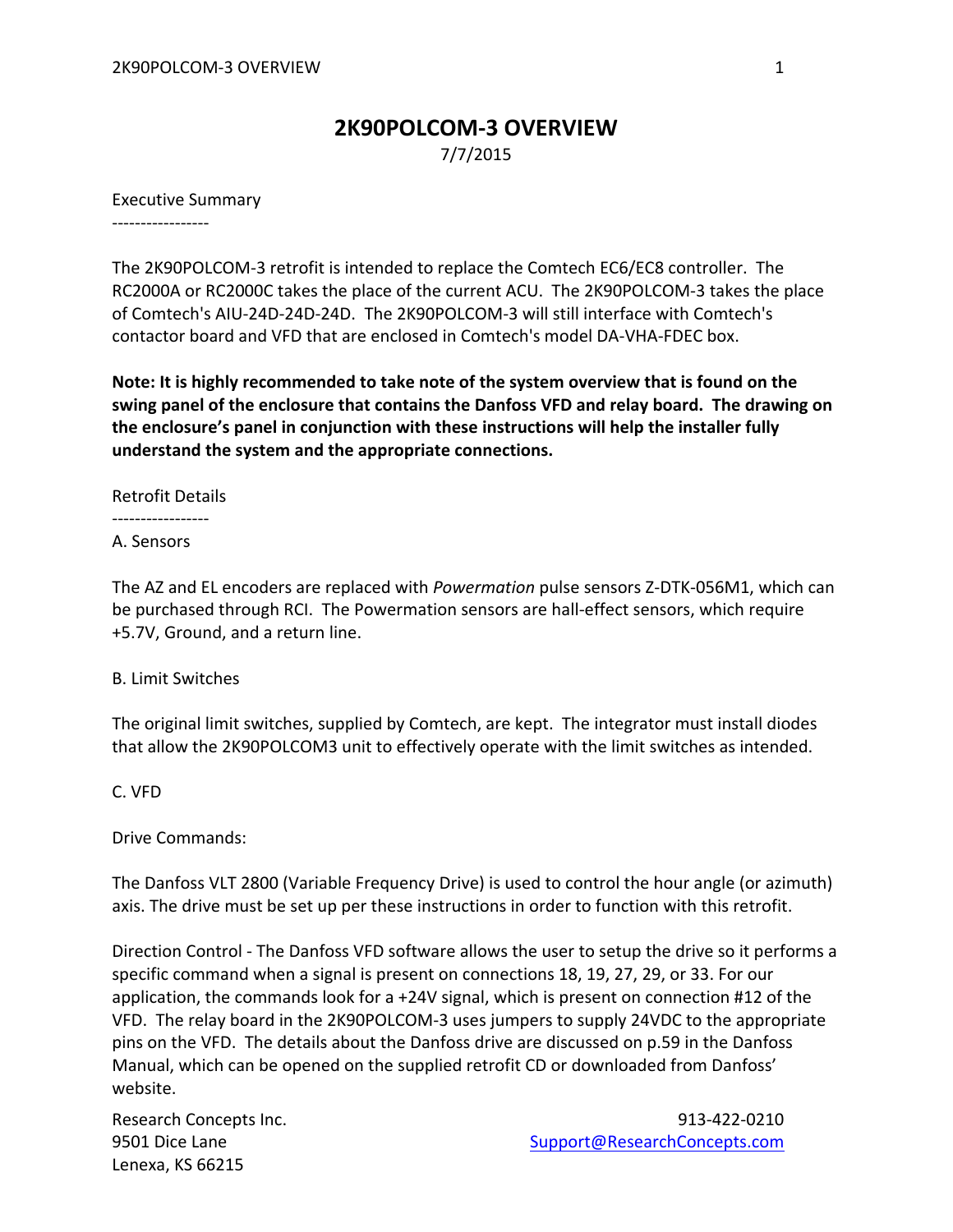# 2K90POLCOM-3 OVERVIEW

7/7/2015

Executive Summary

-----------------

The 2K90POLCOM-3 retrofit is intended to replace the Comtech EC6/EC8 controller. The RC2000A or RC2000C takes the place of the current ACU. The 2K90POLCOM-3 takes the place of Comtech's AIU-24D-24D-24D. The 2K90POLCOM-3 will still interface with Comtech's contactor board and VFD that are enclosed in Comtech's model DA-VHA-FDEC box.

**Note: It is highly recommended to take note of the system overview that is found on the swing panel of the enclosure that contains the Danfoss VFD and relay board. The drawing on the enclosure's panel in conjunction with these instructions will help the installer fully understand the system and the appropriate connections.**

Retrofit Details

-----------------

A. Sensors

The AZ and EL encoders are replaced with *Powermation* pulse sensors Z-DTK-056M1, which can be purchased through RCI. The Powermation sensors are hall-effect sensors, which require +5.7V, Ground, and a return line.

B. Limit Switches

The original limit switches, supplied by Comtech, are kept. The integrator must install diodes that allow the 2K90POLCOM3 unit to effectively operate with the limit switches as intended.

C. VFD

Drive Commands:

The Danfoss VLT 2800 (Variable Frequency Drive) is used to control the hour angle (or azimuth) axis. The drive must be set up per these instructions in order to function with this retrofit.

Direction Control - The Danfoss VFD software allows the user to setup the drive so it performs a specific command when a signal is present on connections 18, 19, 27, 29, or 33. For our application, the commands look for a +24V signal, which is present on connection #12 of the VFD. The relay board in the 2K90POLCOM-3 uses jumpers to supply 24VDC to the appropriate pins on the VFD. The details about the Danfoss drive are discussed on p.59 in the Danfoss Manual, which can be opened on the supplied retrofit CD or downloaded from Danfoss' website.

Research Concepts Inc.
9501 Dice Lane
Lenexa, KS 66215

913-422-0210
Support@ResearchConcepts.com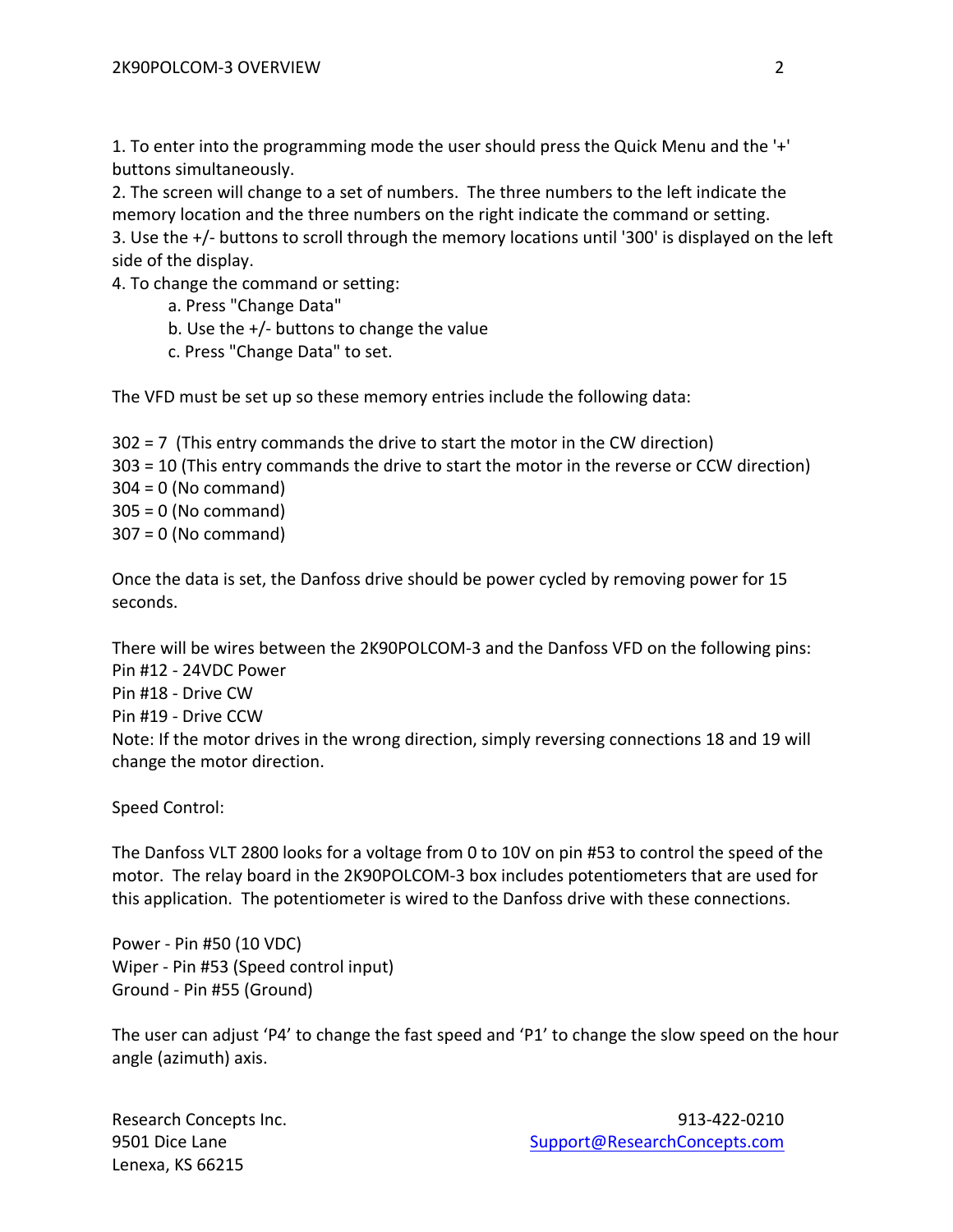1. To enter into the programming mode the user should press the Quick Menu and the '+' buttons simultaneously.
2. The screen will change to a set of numbers. The three numbers to the left indicate the memory location and the three numbers on the right indicate the command or setting.
3. Use the +/- buttons to scroll through the memory locations until '300' is displayed on the left side of the display.
4. To change the command or setting:
    a. Press "Change Data"
    b. Use the +/- buttons to change the value
    c. Press "Change Data" to set.

The VFD must be set up so these memory entries include the following data:

302 = 7 (This entry commands the drive to start the motor in the CW direction)
303 = 10 (This entry commands the drive to start the motor in the reverse or CCW direction)
304 = 0 (No command)
305 = 0 (No command)
307 = 0 (No command)

Once the data is set, the Danfoss drive should be power cycled by removing power for 15 seconds.

There will be wires between the 2K90POLCOM-3 and the Danfoss VFD on the following pins:
Pin #12 - 24VDC Power
Pin #18 - Drive CW
Pin #19 - Drive CCW
Note: If the motor drives in the wrong direction, simply reversing connections 18 and 19 will change the motor direction.

Speed Control:

The Danfoss VLT 2800 looks for a voltage from 0 to 10V on pin #53 to control the speed of the motor. The relay board in the 2K90POLCOM-3 box includes potentiometers that are used for this application. The potentiometer is wired to the Danfoss drive with these connections.

Power - Pin #50 (10 VDC)
Wiper - Pin #53 (Speed control input)
Ground - Pin #55 (Ground)

The user can adjust 'P4' to change the fast speed and 'P1' to change the slow speed on the hour angle (azimuth) axis.

Research Concepts Inc.
9501 Dice Lane
Lenexa, KS 66215

913-422-0210
Support@ResearchConcepts.com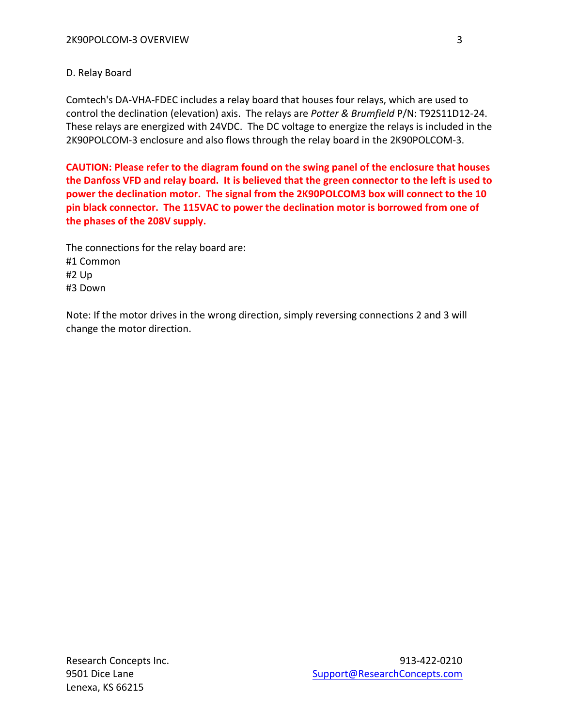D. Relay Board

Comtech's DA-VHA-FDEC includes a relay board that houses four relays, which are used to control the declination (elevation) axis. The relays are *Potter & Brumfield* P/N: T92S11D12-24. These relays are energized with 24VDC. The DC voltage to energize the relays is included in the 2K90POLCOM-3 enclosure and also flows through the relay board in the 2K90POLCOM-3.

**CAUTION: Please refer to the diagram found on the swing panel of the enclosure that houses the Danfoss VFD and relay board. It is believed that the green connector to the left is used to power the declination motor. The signal from the 2K90POLCOM3 box will connect to the 10 pin black connector. The 115VAC to power the declination motor is borrowed from one of the phases of the 208V supply.**

The connections for the relay board are:
#1 Common
#2 Up
#3 Down

Note: If the motor drives in the wrong direction, simply reversing connections 2 and 3 will change the motor direction.

Research Concepts Inc.
9501 Dice Lane
Lenexa, KS 66215

913-422-0210
Support@ResearchConcepts.com